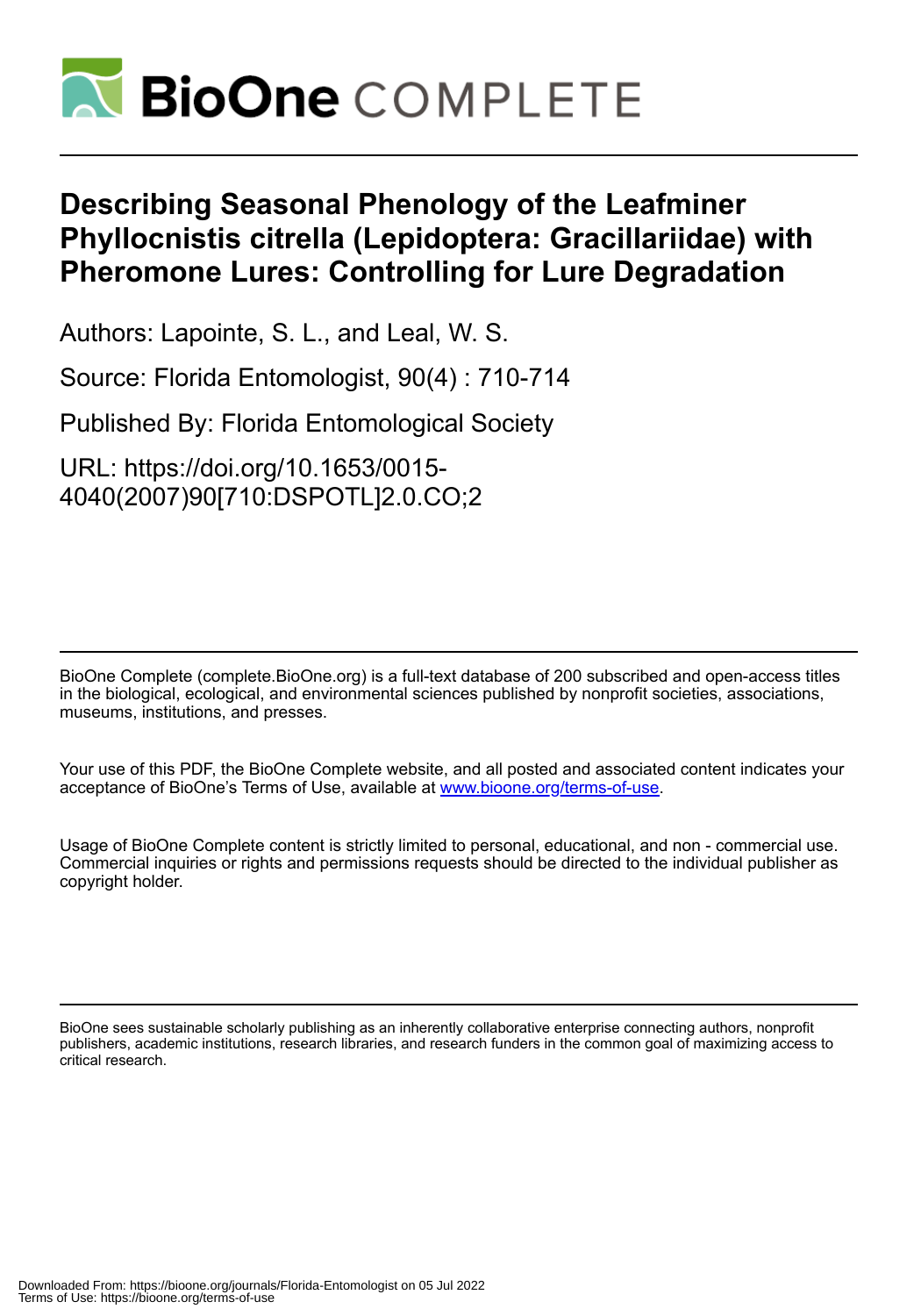# Describing Seasonal Phenology of the Leafminer Phyllocnistis citrella (Lepidoptera: Gracillariidae) with Pheromone Lures: Controlling for Lure Degradation

Authors: Lapointe, S. L., and Leal, W. S.

Source: Florida Entomologist, 90(4) : 710-714

Published By: Florida Entomological Society

URL: https://doi.org/10.1653/0015-4040(2007)90[710:DSPOTL]2.0.CO;2

---

BioOne Complete (complete.BioOne.org) is a full-text database of 200 subscribed and open-access titles in the biological, ecological, and environmental sciences published by nonprofit societies, associations, museums, institutions, and presses.

Your use of this PDF, the BioOne Complete website, and all posted and associated content indicates your acceptance of BioOne's Terms of Use, available at www.bioone.org/terms-of-use.

Usage of BioOne Complete content is strictly limited to personal, educational, and non - commercial use. Commercial inquiries or rights and permissions requests should be directed to the individual publisher as copyright holder.

---

BioOne sees sustainable scholarly publishing as an inherently collaborative enterprise connecting authors, nonprofit publishers, academic institutions, research libraries, and research funders in the common goal of maximizing access to critical research.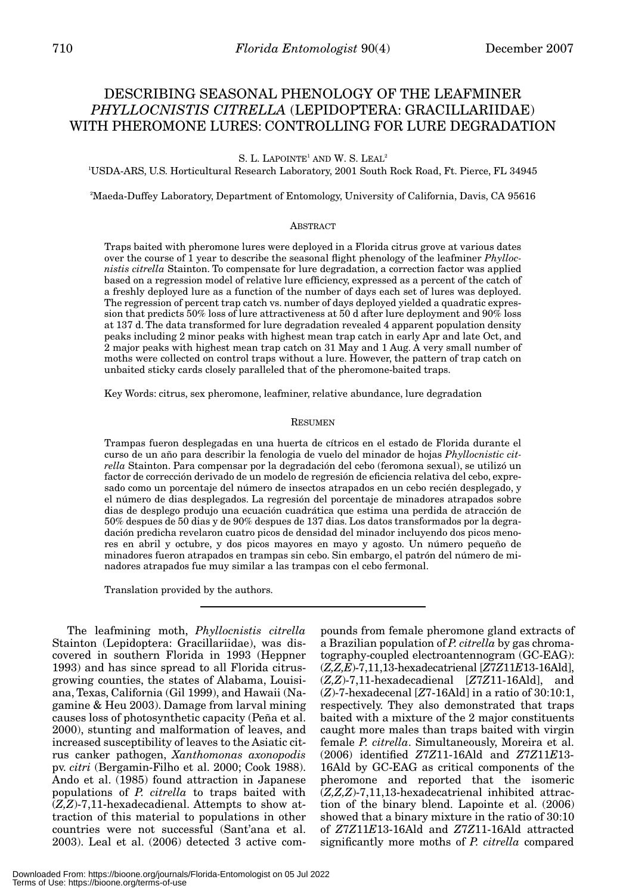# DESCRIBING SEASONAL PHENOLOGY OF THE LEAFMINER *PHYLLOCNISTIS CITRELLA* (LEPIDOPTERA: GRACILLARIIDAE) WITH PHEROMONE LURES: CONTROLLING FOR LURE DEGRADATION

S. L. LAPOINTE[1] AND W. S. LEAL[2]

[1]USDA-ARS, U.S. Horticultural Research Laboratory, 2001 South Rock Road, Ft. Pierce, FL 34945

[2]Maeda-Duffey Laboratory, Department of Entomology, University of California, Davis, CA 95616

## ABSTRACT

Traps baited with pheromone lures were deployed in a Florida citrus grove at various dates over the course of 1 year to describe the seasonal flight phenology of the leafminer *Phyllocnistis citrella* Stainton. To compensate for lure degradation, a correction factor was applied based on a regression model of relative lure efficiency, expressed as a percent of the catch of a freshly deployed lure as a function of the number of days each set of lures was deployed. The regression of percent trap catch vs. number of days deployed yielded a quadratic expression that predicts 50% loss of lure attractiveness at 50 d after lure deployment and 90% loss at 137 d. The data transformed for lure degradation revealed 4 apparent population density peaks including 2 minor peaks with highest mean trap catch in early Apr and late Oct, and 2 major peaks with highest mean trap catch on 31 May and 1 Aug. A very small number of moths were collected on control traps without a lure. However, the pattern of trap catch on unbaited sticky cards closely paralleled that of the pheromone-baited traps.

Key Words: citrus, sex pheromone, leafminer, relative abundance, lure degradation

## RESUMEN

Trampas fueron desplegadas en una huerta de cítricos en el estado de Florida durante el curso de un año para describir la fenologia de vuelo del minador de hojas *Phyllocnistic citrella* Stainton. Para compensar por la degradación del cebo (feromona sexual), se utilizó un factor de corrección derivado de un modelo de regresión de eficiencia relativa del cebo, expresado como un porcentaje del número de insectos atrapados en un cebo recién desplegado, y el número de dias desplegados. La regresión del porcentaje de minadores atrapados sobre dias de desplego produjo una ecuación cuadrática que estima una perdida de atracción de 50% despues de 50 dias y de 90% despues de 137 dias. Los datos transformados por la degradación predicha revelaron cuatro picos de densidad del minador incluyendo dos picos menores en abril y octubre, y dos picos mayores en mayo y agosto. Un número pequeño de minadores fueron atrapados en trampas sin cebo. Sin embargo, el patrón del número de minadores atrapados fue muy similar a las trampas con el cebo fermonal.

Translation provided by the authors.

---

The leafmining moth, *Phyllocnistis citrella* Stainton (Lepidoptera: Gracillariidae), was discovered in southern Florida in 1993 (Heppner 1993) and has since spread to all Florida citrus-growing counties, the states of Alabama, Louisiana, Texas, California (Gil 1999), and Hawaii (Nagamine & Heu 2003). Damage from larval mining causes loss of photosynthetic capacity (Peña et al. 2000), stunting and malformation of leaves, and increased susceptibility of leaves to the Asiatic citrus canker pathogen, *Xanthomonas axonopodis* pv. *citri* (Bergamin-Filho et al. 2000; Cook 1988). Ando et al. (1985) found attraction in Japanese populations of *P. citrella* to traps baited with (*Z,Z*)-7,11-hexadecadienal. Attempts to show attraction of this material to populations in other countries were not successful (Sant'ana et al. 2003). Leal et al. (2006) detected 3 active compounds from female pheromone gland extracts of a Brazilian population of *P. citrella* by gas chromatography-coupled electroantennogram (GC-EAG): (*Z,Z,E*)-7,11,13-hexadecatrienal [*Z*7*Z*11*E*13-16Ald], (*Z,Z*)-7,11-hexadecadienal [*Z*7*Z*11-16Ald], and (*Z*)-7-hexadecenal [*Z*7-16Ald] in a ratio of 30:10:1, respectively. They also demonstrated that traps baited with a mixture of the 2 major constituents caught more males than traps baited with virgin female *P. citrella*. Simultaneously, Moreira et al. (2006) identified *Z*7*Z*11-16Ald and *Z*7*Z*11*E*13-16Ald by GC-EAG as critical components of the pheromone and reported that the isomeric (*Z,Z,Z*)-7,11,13-hexadecatrienal inhibited attraction of the binary blend. Lapointe et al. (2006) showed that a binary mixture in the ratio of 30:10 of *Z*7*Z*11*E*13-16Ald and *Z*7*Z*11-16Ald attracted significantly more moths of *P. citrella* compared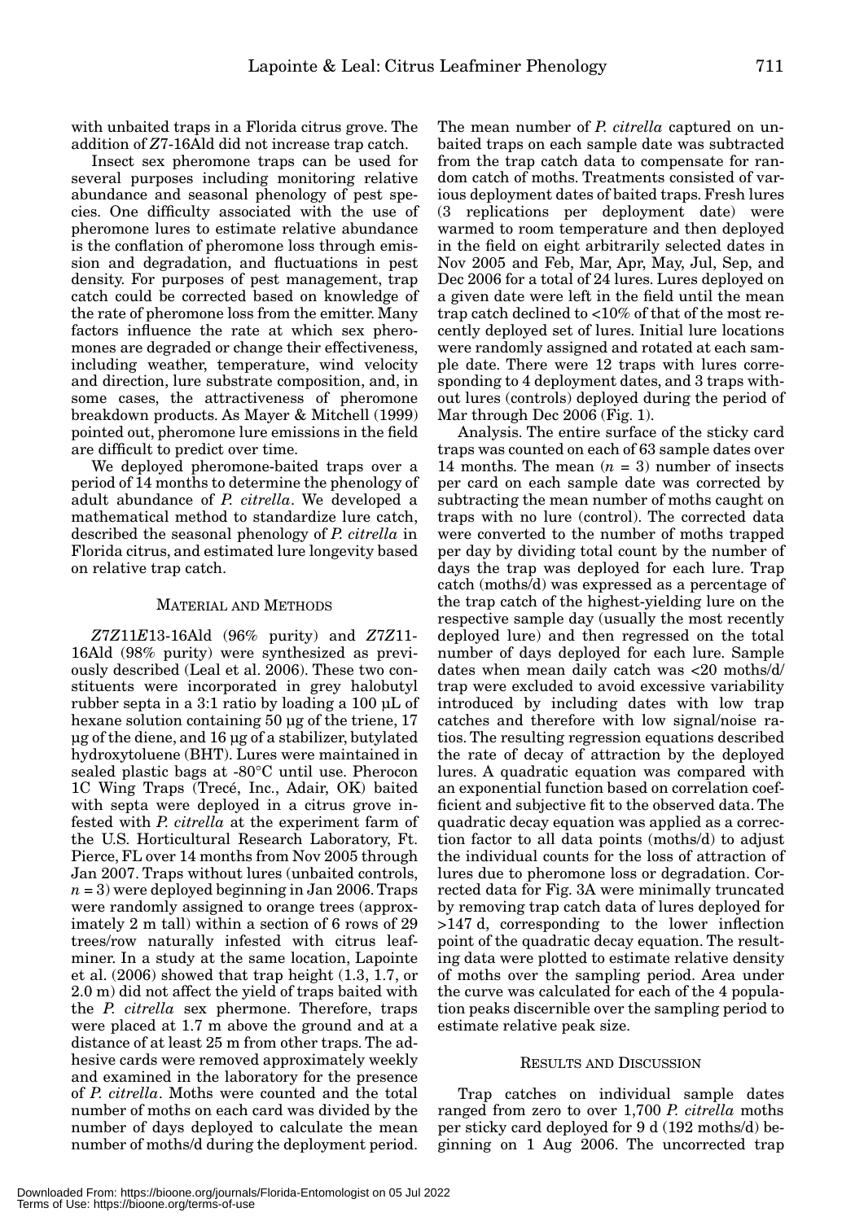with unbaited traps in a Florida citrus grove. The addition of *Z*7-16Ald did not increase trap catch.

Insect sex pheromone traps can be used for several purposes including monitoring relative abundance and seasonal phenology of pest species. One difficulty associated with the use of pheromone lures to estimate relative abundance is the conflation of pheromone loss through emission and degradation, and fluctuations in pest density. For purposes of pest management, trap catch could be corrected based on knowledge of the rate of pheromone loss from the emitter. Many factors influence the rate at which sex pheromones are degraded or change their effectiveness, including weather, temperature, wind velocity and direction, lure substrate composition, and, in some cases, the attractiveness of pheromone breakdown products. As Mayer & Mitchell (1999) pointed out, pheromone lure emissions in the field are difficult to predict over time.

We deployed pheromone-baited traps over a period of 14 months to determine the phenology of adult abundance of *P. citrella*. We developed a mathematical method to standardize lure catch, described the seasonal phenology of *P. citrella* in Florida citrus, and estimated lure longevity based on relative trap catch.

## MATERIAL AND METHODS

*Z*7*Z*11*E*13-16Ald (96% purity) and *Z*7*Z*11-16Ald (98% purity) were synthesized as previously described (Leal et al. 2006). These two constituents were incorporated in grey halobutyl rubber septa in a 3:1 ratio by loading a 100 µL of hexane solution containing 50 µg of the triene, 17 µg of the diene, and 16 µg of a stabilizer, butylated hydroxytoluene (BHT). Lures were maintained in sealed plastic bags at -80°C until use. Pherocon 1C Wing Traps (Trecé, Inc., Adair, OK) baited with septa were deployed in a citrus grove infested with *P. citrella* at the experiment farm of the U.S. Horticultural Research Laboratory, Ft. Pierce, FL over 14 months from Nov 2005 through Jan 2007. Traps without lures (unbaited controls, $n = 3$) were deployed beginning in Jan 2006. Traps were randomly assigned to orange trees (approximately 2 m tall) within a section of 6 rows of 29 trees/row naturally infested with citrus leafminer. In a study at the same location, Lapointe et al. (2006) showed that trap height (1.3, 1.7, or 2.0 m) did not affect the yield of traps baited with the *P. citrella* sex phermone. Therefore, traps were placed at 1.7 m above the ground and at a distance of at least 25 m from other traps. The adhesive cards were removed approximately weekly and examined in the laboratory for the presence of *P. citrella*. Moths were counted and the total number of moths on each card was divided by the number of days deployed to calculate the mean number of moths/d during the deployment period. The mean number of *P. citrella* captured on unbaited traps on each sample date was subtracted from the trap catch data to compensate for random catch of moths. Treatments consisted of various deployment dates of baited traps. Fresh lures (3 replications per deployment date) were warmed to room temperature and then deployed in the field on eight arbitrarily selected dates in Nov 2005 and Feb, Mar, Apr, May, Jul, Sep, and Dec 2006 for a total of 24 lures. Lures deployed on a given date were left in the field until the mean trap catch declined to <10% of that of the most recently deployed set of lures. Initial lure locations were randomly assigned and rotated at each sample date. There were 12 traps with lures corresponding to 4 deployment dates, and 3 traps without lures (controls) deployed during the period of Mar through Dec 2006 (Fig. 1).

Analysis. The entire surface of the sticky card traps was counted on each of 63 sample dates over 14 months. The mean ($n = 3$) number of insects per card on each sample date was corrected by subtracting the mean number of moths caught on traps with no lure (control). The corrected data were converted to the number of moths trapped per day by dividing total count by the number of days the trap was deployed for each lure. Trap catch (moths/d) was expressed as a percentage of the trap catch of the highest-yielding lure on the respective sample day (usually the most recently deployed lure) and then regressed on the total number of days deployed for each lure. Sample dates when mean daily catch was <20 moths/d/trap were excluded to avoid excessive variability introduced by including dates with low trap catches and therefore with low signal/noise ratios. The resulting regression equations described the rate of decay of attraction by the deployed lures. A quadratic equation was compared with an exponential function based on correlation coefficient and subjective fit to the observed data. The quadratic decay equation was applied as a correction factor to all data points (moths/d) to adjust the individual counts for the loss of attraction of lures due to pheromone loss or degradation. Corrected data for Fig. 3A were minimally truncated by removing trap catch data of lures deployed for >147 d, corresponding to the lower inflection point of the quadratic decay equation. The resulting data were plotted to estimate relative density of moths over the sampling period. Area under the curve was calculated for each of the 4 population peaks discernible over the sampling period to estimate relative peak size.

## RESULTS AND DISCUSSION

Trap catches on individual sample dates ranged from zero to over 1,700 *P. citrella* moths per sticky card deployed for 9 d (192 moths/d) beginning on 1 Aug 2006. The uncorrected trap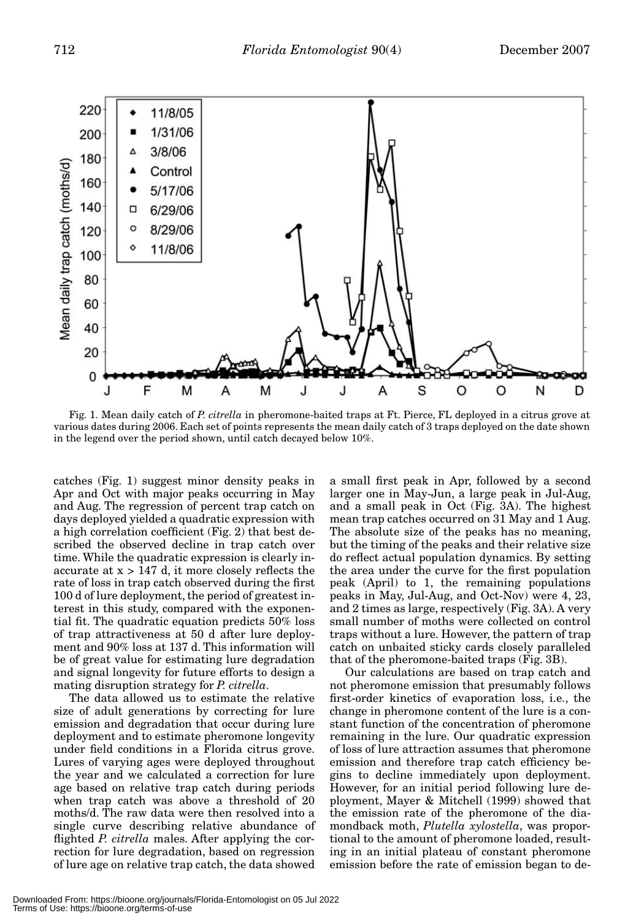Fig. 1. Mean daily catch of *P. citrella* in pheromone-baited traps at Ft. Pierce, FL deployed in a citrus grove at various dates during 2006. Each set of points represents the mean daily catch of 3 traps deployed on the date shown in the legend over the period shown, until catch decayed below 10%.

catches (Fig. 1) suggest minor density peaks in Apr and Oct with major peaks occurring in May and Aug. The regression of percent trap catch on days deployed yielded a quadratic expression with a high correlation coefficient (Fig. 2) that best described the observed decline in trap catch over time. While the quadratic expression is clearly inaccurate at $x > 147$ d, it more closely reflects the rate of loss in trap catch observed during the first 100 d of lure deployment, the period of greatest interest in this study, compared with the exponential fit. The quadratic equation predicts 50% loss of trap attractiveness at 50 d after lure deployment and 90% loss at 137 d. This information will be of great value for estimating lure degradation and signal longevity for future efforts to design a mating disruption strategy for *P. citrella*.

The data allowed us to estimate the relative size of adult generations by correcting for lure emission and degradation that occur during lure deployment and to estimate pheromone longevity under field conditions in a Florida citrus grove. Lures of varying ages were deployed throughout the year and we calculated a correction for lure age based on relative trap catch during periods when trap catch was above a threshold of 20 moths/d. The raw data were then resolved into a single curve describing relative abundance of flighted *P. citrella* males. After applying the correction for lure degradation, based on regression of lure age on relative trap catch, the data showed a small first peak in Apr, followed by a second larger one in May-Jun, a large peak in Jul-Aug, and a small peak in Oct (Fig. 3A). The highest mean trap catches occurred on 31 May and 1 Aug. The absolute size of the peaks has no meaning, but the timing of the peaks and their relative size do reflect actual population dynamics. By setting the area under the curve for the first population peak (April) to 1, the remaining populations peaks in May, Jul-Aug, and Oct-Nov) were 4, 23, and 2 times as large, respectively (Fig. 3A). A very small number of moths were collected on control traps without a lure. However, the pattern of trap catch on unbaited sticky cards closely paralleled that of the pheromone-baited traps (Fig. 3B).

Our calculations are based on trap catch and not pheromone emission that presumably follows first-order kinetics of evaporation loss, i.e., the change in pheromone content of the lure is a constant function of the concentration of pheromone remaining in the lure. Our quadratic expression of loss of lure attraction assumes that pheromone emission and therefore trap catch efficiency begins to decline immediately upon deployment. However, for an initial period following lure deployment, Mayer & Mitchell (1999) showed that the emission rate of the pheromone of the diamondback moth, *Plutella xylostella*, was proportional to the amount of pheromone loaded, resulting in an initial plateau of constant pheromone emission before the rate of emission began to de-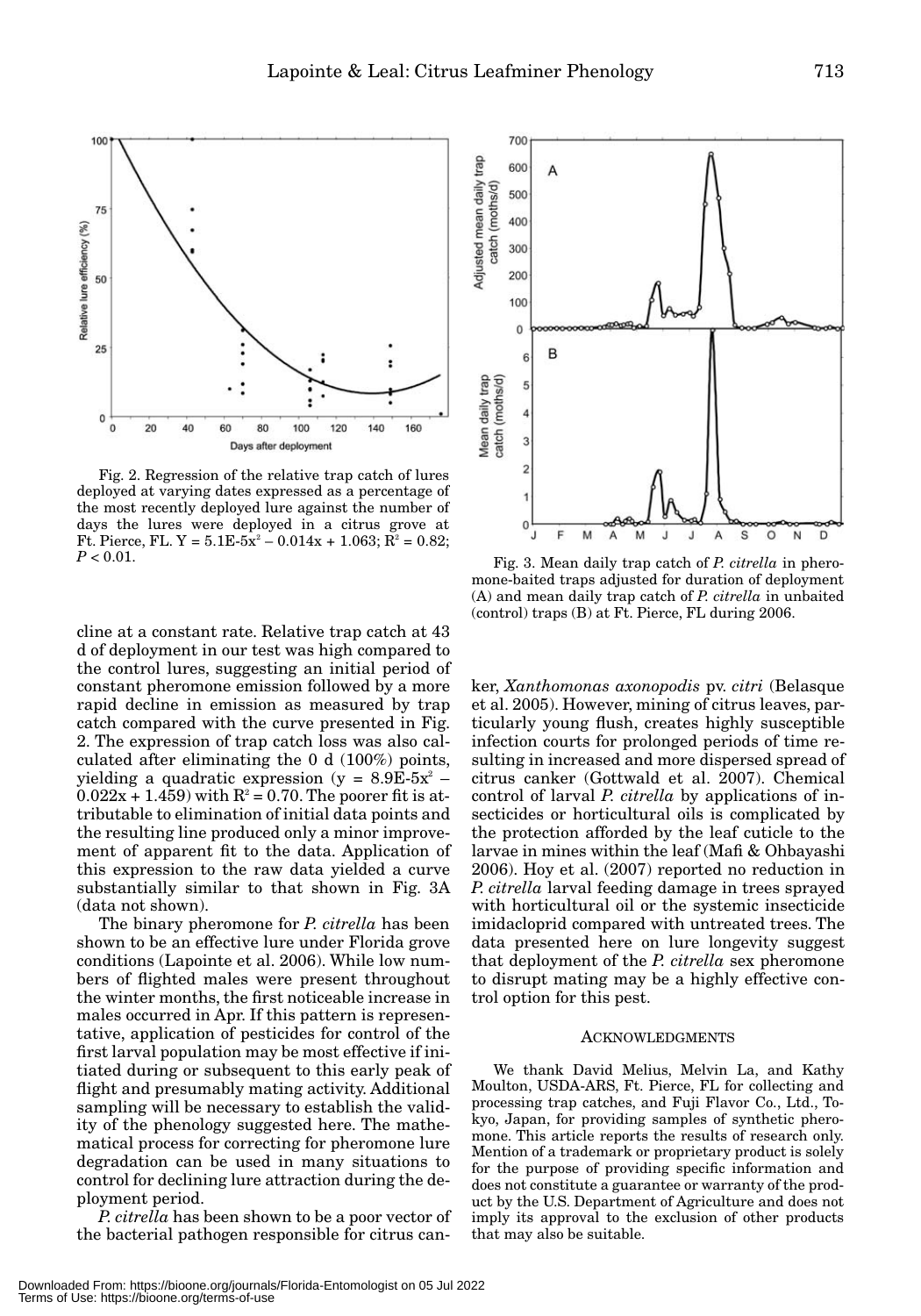Fig. 2. Regression of the relative trap catch of lures deployed at varying dates expressed as a percentage of the most recently deployed lure against the number of days the lures were deployed in a citrus grove at Ft. Pierce, FL. $Y = 5.1E\text{-}5x^2 - 0.014x + 1.063$; $R^2 = 0.82$; $P < 0.01$.

Fig. 3. Mean daily trap catch of *P. citrella* in pheromone-baited traps adjusted for duration of deployment (A) and mean daily trap catch of *P. citrella* in unbaited (control) traps (B) at Ft. Pierce, FL during 2006.

cline at a constant rate. Relative trap catch at 43 d of deployment in our test was high compared to the control lures, suggesting an initial period of constant pheromone emission followed by a more rapid decline in emission as measured by trap catch compared with the curve presented in Fig. 2. The expression of trap catch loss was also calculated after eliminating the 0 d (100%) points, yielding a quadratic expression ($y = 8.9E\text{-}5x^2 - 0.022x + 1.459$) with $R^2 = 0.70$. The poorer fit is attributable to elimination of initial data points and the resulting line produced only a minor improvement of apparent fit to the data. Application of this expression to the raw data yielded a curve substantially similar to that shown in Fig. 3A (data not shown).

The binary pheromone for *P. citrella* has been shown to be an effective lure under Florida grove conditions (Lapointe et al. 2006). While low numbers of flighted males were present throughout the winter months, the first noticeable increase in males occurred in Apr. If this pattern is representative, application of pesticides for control of the first larval population may be most effective if initiated during or subsequent to this early peak of flight and presumably mating activity. Additional sampling will be necessary to establish the validity of the phenology suggested here. The mathematical process for correcting for pheromone lure degradation can be used in many situations to control for declining lure attraction during the deployment period.

*P. citrella* has been shown to be a poor vector of the bacterial pathogen responsible for citrus canker, *Xanthomonas axonopodis* pv. *citri* (Belasque et al. 2005). However, mining of citrus leaves, particularly young flush, creates highly susceptible infection courts for prolonged periods of time resulting in increased and more dispersed spread of citrus canker (Gottwald et al. 2007). Chemical control of larval *P. citrella* by applications of insecticides or horticultural oils is complicated by the protection afforded by the leaf cuticle to the larvae in mines within the leaf (Mafi & Ohbayashi 2006). Hoy et al. (2007) reported no reduction in *P. citrella* larval feeding damage in trees sprayed with horticultural oil or the systemic insecticide imidacloprid compared with untreated trees. The data presented here on lure longevity suggest that deployment of the *P. citrella* sex pheromone to disrupt mating may be a highly effective control option for this pest.

## ACKNOWLEDGMENTS

We thank David Melius, Melvin La, and Kathy Moulton, USDA-ARS, Ft. Pierce, FL for collecting and processing trap catches, and Fuji Flavor Co., Ltd., Tokyo, Japan, for providing samples of synthetic pheromone. This article reports the results of research only. Mention of a trademark or proprietary product is solely for the purpose of providing specific information and does not constitute a guarantee or warranty of the product by the U.S. Department of Agriculture and does not imply its approval to the exclusion of other products that may also be suitable.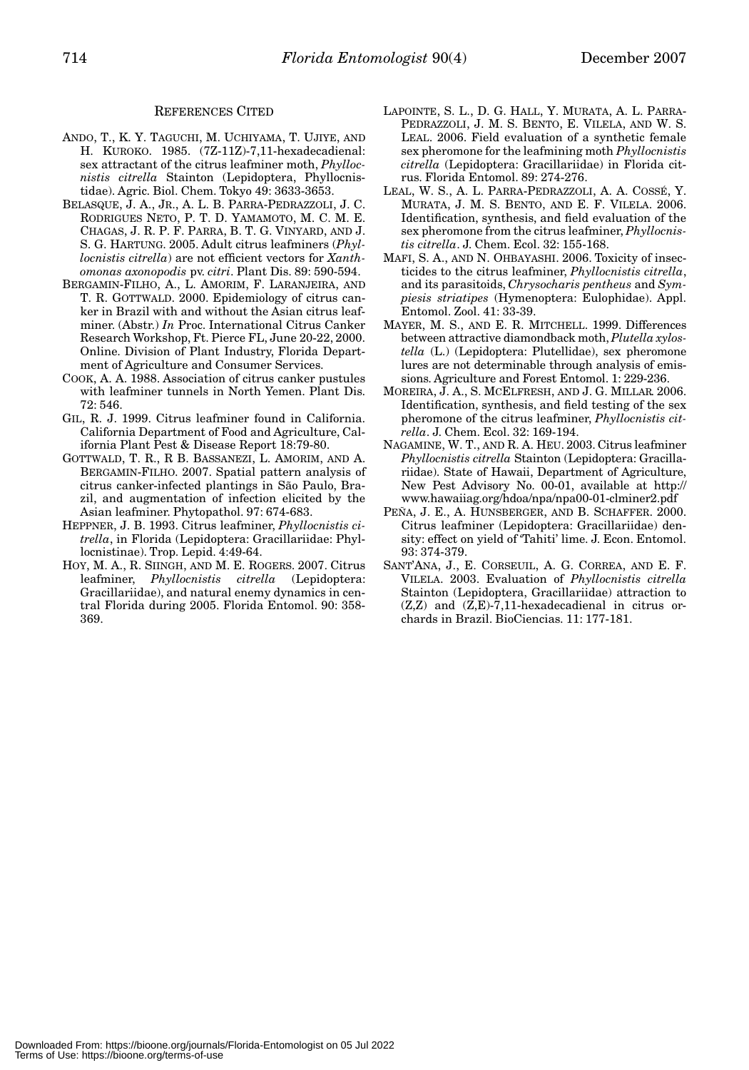## REFERENCES CITED

ANDO, T., K. Y. TAGUCHI, M. UCHIYAMA, T. UJIYE, AND H. KUROKO. 1985. (7Z-11Z)-7,11-hexadecadienal: sex attractant of the citrus leafminer moth, *Phyllocnistis citrella* Stainton (Lepidoptera, Phyllocnistidae). Agric. Biol. Chem. Tokyo 49: 3633-3653.

BELASQUE, J. A., JR., A. L. B. PARRA-PEDRAZZOLI, J. C. RODRIGUES NETO, P. T. D. YAMAMOTO, M. C. M. E. CHAGAS, J. R. P. F. PARRA, B. T. G. VINYARD, AND J. S. G. HARTUNG. 2005. Adult citrus leafminers (*Phyllocnistis citrella*) are not efficient vectors for *Xanthomonas axonopodis* pv. *citri*. Plant Dis. 89: 590-594.

BERGAMIN-FILHO, A., L. AMORIM, F. LARANJEIRA, AND T. R. GOTTWALD. 2000. Epidemiology of citrus canker in Brazil with and without the Asian citrus leafminer. (Abstr.) *In* Proc. International Citrus Canker Research Workshop, Ft. Pierce FL, June 20-22, 2000. Online. Division of Plant Industry, Florida Department of Agriculture and Consumer Services.

COOK, A. A. 1988. Association of citrus canker pustules with leafminer tunnels in North Yemen. Plant Dis. 72: 546.

GIL, R. J. 1999. Citrus leafminer found in California. California Department of Food and Agriculture, California Plant Pest & Disease Report 18:79-80.

GOTTWALD, T. R., R B. BASSANEZI, L. AMORIM, AND A. BERGAMIN-FILHO. 2007. Spatial pattern analysis of citrus canker-infected plantings in São Paulo, Brazil, and augmentation of infection elicited by the Asian leafminer. Phytopathol. 97: 674-683.

HEPPNER, J. B. 1993. Citrus leafminer, *Phyllocnistis citrella*, in Florida (Lepidoptera: Gracillariidae: Phyllocnistinae). Trop. Lepid. 4:49-64.

HOY, M. A., R. SIINGH, AND M. E. ROGERS. 2007. Citrus leafminer, *Phyllocnistis citrella* (Lepidoptera: Gracillariidae), and natural enemy dynamics in central Florida during 2005. Florida Entomol. 90: 358-369.

LAPOINTE, S. L., D. G. HALL, Y. MURATA, A. L. PARRA-PEDRAZZOLI, J. M. S. BENTO, E. VILELA, AND W. S. LEAL. 2006. Field evaluation of a synthetic female sex pheromone for the leafmining moth *Phyllocnistis citrella* (Lepidoptera: Gracillariidae) in Florida citrus. Florida Entomol. 89: 274-276.

LEAL, W. S., A. L. PARRA-PEDRAZZOLI, A. A. COSSÉ, Y. MURATA, J. M. S. BENTO, AND E. F. VILELA. 2006. Identification, synthesis, and field evaluation of the sex pheromone from the citrus leafminer, *Phyllocnistis citrella*. J. Chem. Ecol. 32: 155-168.

MAFI, S. A., AND N. OHBAYASHI. 2006. Toxicity of insecticides to the citrus leafminer, *Phyllocnistis citrella*, and its parasitoids, *Chrysocharis pentheus* and *Sympiesis striatipes* (Hymenoptera: Eulophidae). Appl. Entomol. Zool. 41: 33-39.

MAYER, M. S., AND E. R. MITCHELL. 1999. Differences between attractive diamondback moth, *Plutella xylostella* (L.) (Lepidoptera: Plutellidae), sex pheromone lures are not determinable through analysis of emissions. Agriculture and Forest Entomol. 1: 229-236.

MOREIRA, J. A., S. MCELFRESH, AND J. G. MILLAR. 2006. Identification, synthesis, and field testing of the sex pheromone of the citrus leafminer, *Phyllocnistis citrella*. J. Chem. Ecol. 32: 169-194.

NAGAMINE, W. T., AND R. A. HEU. 2003. Citrus leafminer *Phyllocnistis citrella* Stainton (Lepidoptera: Gracillariidae). State of Hawaii, Department of Agriculture, New Pest Advisory No. 00-01, available at http://www.hawaiiag.org/hdoa/npa/npa00-01-clminer2.pdf

PEÑA, J. E., A. HUNSBERGER, AND B. SCHAFFER. 2000. Citrus leafminer (Lepidoptera: Gracillariidae) density: effect on yield of 'Tahiti' lime. J. Econ. Entomol. 93: 374-379.

SANT'ANA, J., E. CORSEUIL, A. G. CORREA, AND E. F. VILELA. 2003. Evaluation of *Phyllocnistis citrella* Stainton (Lepidoptera, Gracillariidae) attraction to (Z,Z) and (Z,E)-7,11-hexadecadienal in citrus orchards in Brazil. BioCiencias. 11: 177-181.